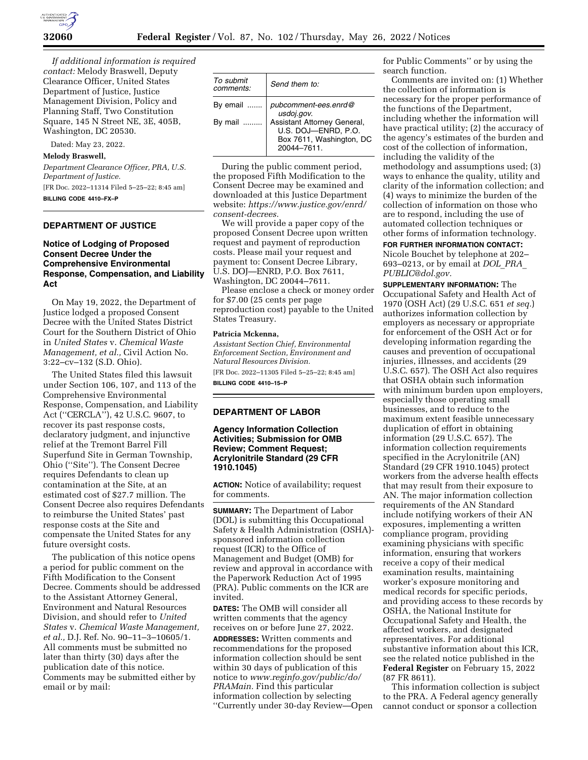*If additional information is required contact:* Melody Braswell, Deputy Clearance Officer, United States Department of Justice, Justice Management Division, Policy and Planning Staff, Two Constitution Square, 145 N Street NE, 3E, 405B, Washington, DC 20530.

Dated: May 23, 2022.

**Melody Braswell,**

*Department Clearance Officer, PRA, U.S. Department of Justice.*

[FR Doc. 2022–11314 Filed 5–25–22; 8:45 am]

**BILLING CODE 4410–FX–P**

## DEPARTMENT OF JUSTICE

### Notice of Lodging of Proposed Consent Decree Under the Comprehensive Environmental Response, Compensation, and Liability Act

On May 19, 2022, the Department of Justice lodged a proposed Consent Decree with the United States District Court for the Southern District of Ohio in *United States* v. *Chemical Waste Management, et al.,* Civil Action No. 3:22–cv–132 (S.D. Ohio).

The United States filed this lawsuit under Section 106, 107, and 113 of the Comprehensive Environmental Response, Compensation, and Liability Act (''CERCLA''), 42 U.S.C. 9607, to recover its past response costs, declaratory judgment, and injunctive relief at the Tremont Barrel Fill Superfund Site in German Township, Ohio (''Site''). The Consent Decree requires Defendants to clean up contamination at the Site, at an estimated cost of $27.7 million. The Consent Decree also requires Defendants to reimburse the United States' past response costs at the Site and compensate the United States for any future oversight costs.

The publication of this notice opens a period for public comment on the Fifth Modification to the Consent Decree. Comments should be addressed to the Assistant Attorney General, Environment and Natural Resources Division, and should refer to *United States* v. *Chemical Waste Management, et al.,* D.J. Ref. No. 90–11–3–10605/1. All comments must be submitted no later than thirty (30) days after the publication date of this notice. Comments may be submitted either by email or by mail:

| *To submit comments:* | *Send them to:* |
|---|---|
| By email ......... | *pubcomment-ees.enrd@usdoj.gov.* |
| By mail ......... | Assistant Attorney General, U.S. DOJ—ENRD, P.O. Box 7611, Washington, DC 20044–7611. |

During the public comment period, the proposed Fifth Modification to the Consent Decree may be examined and downloaded at this Justice Department website: *https://www.justice.gov/enrd/consent-decrees.*

We will provide a paper copy of the proposed Consent Decree upon written request and payment of reproduction costs. Please mail your request and payment to: Consent Decree Library, U.S. DOJ—ENRD, P.O. Box 7611, Washington, DC 20044–7611.

Please enclose a check or money order for $7.00 (25 cents per page reproduction cost) payable to the United States Treasury.

**Patricia Mckenna,**

*Assistant Section Chief, Environmental Enforcement Section, Environment and Natural Resources Division.*

[FR Doc. 2022–11305 Filed 5–25–22; 8:45 am]

**BILLING CODE 4410–15–P**

## DEPARTMENT OF LABOR

### Agency Information Collection Activities; Submission for OMB Review; Comment Request; Acrylonitrile Standard (29 CFR 1910.1045)

**ACTION:** Notice of availability; request for comments.

**SUMMARY:** The Department of Labor (DOL) is submitting this Occupational Safety & Health Administration (OSHA)-sponsored information collection request (ICR) to the Office of Management and Budget (OMB) for review and approval in accordance with the Paperwork Reduction Act of 1995 (PRA). Public comments on the ICR are invited.

**DATES:** The OMB will consider all written comments that the agency receives on or before June 27, 2022.

**ADDRESSES:** Written comments and recommendations for the proposed information collection should be sent within 30 days of publication of this notice to *www.reginfo.gov/public/do/PRAMain.* Find this particular information collection by selecting ''Currently under 30-day Review—Open for Public Comments'' or by using the search function.

Comments are invited on: (1) Whether the collection of information is necessary for the proper performance of the functions of the Department, including whether the information will have practical utility; (2) the accuracy of the agency's estimates of the burden and cost of the collection of information, including the validity of the methodology and assumptions used; (3) ways to enhance the quality, utility and clarity of the information collection; and (4) ways to minimize the burden of the collection of information on those who are to respond, including the use of automated collection techniques or other forms of information technology.

**FOR FURTHER INFORMATION CONTACT:** Nicole Bouchet by telephone at 202–693–0213, or by email at *DOL_PRA_PUBLIC@dol.gov.*

**SUPPLEMENTARY INFORMATION:** The Occupational Safety and Health Act of 1970 (OSH Act) (29 U.S.C. 651 *et seq.*) authorizes information collection by employers as necessary or appropriate for enforcement of the OSH Act or for developing information regarding the causes and prevention of occupational injuries, illnesses, and accidents (29 U.S.C. 657). The OSH Act also requires that OSHA obtain such information with minimum burden upon employers, especially those operating small businesses, and to reduce to the maximum extent feasible unnecessary duplication of effort in obtaining information (29 U.S.C. 657). The information collection requirements specified in the Acrylonitrile (AN) Standard (29 CFR 1910.1045) protect workers from the adverse health effects that may result from their exposure to AN. The major information collection requirements of the AN Standard include notifying workers of their AN exposures, implementing a written compliance program, providing examining physicians with specific information, ensuring that workers receive a copy of their medical examination results, maintaining worker's exposure monitoring and medical records for specific periods, and providing access to these records by OSHA, the National Institute for Occupational Safety and Health, the affected workers, and designated representatives. For additional substantive information about this ICR, see the related notice published in the **Federal Register** on February 15, 2022 (87 FR 8611).

This information collection is subject to the PRA. A Federal agency generally cannot conduct or sponsor a collection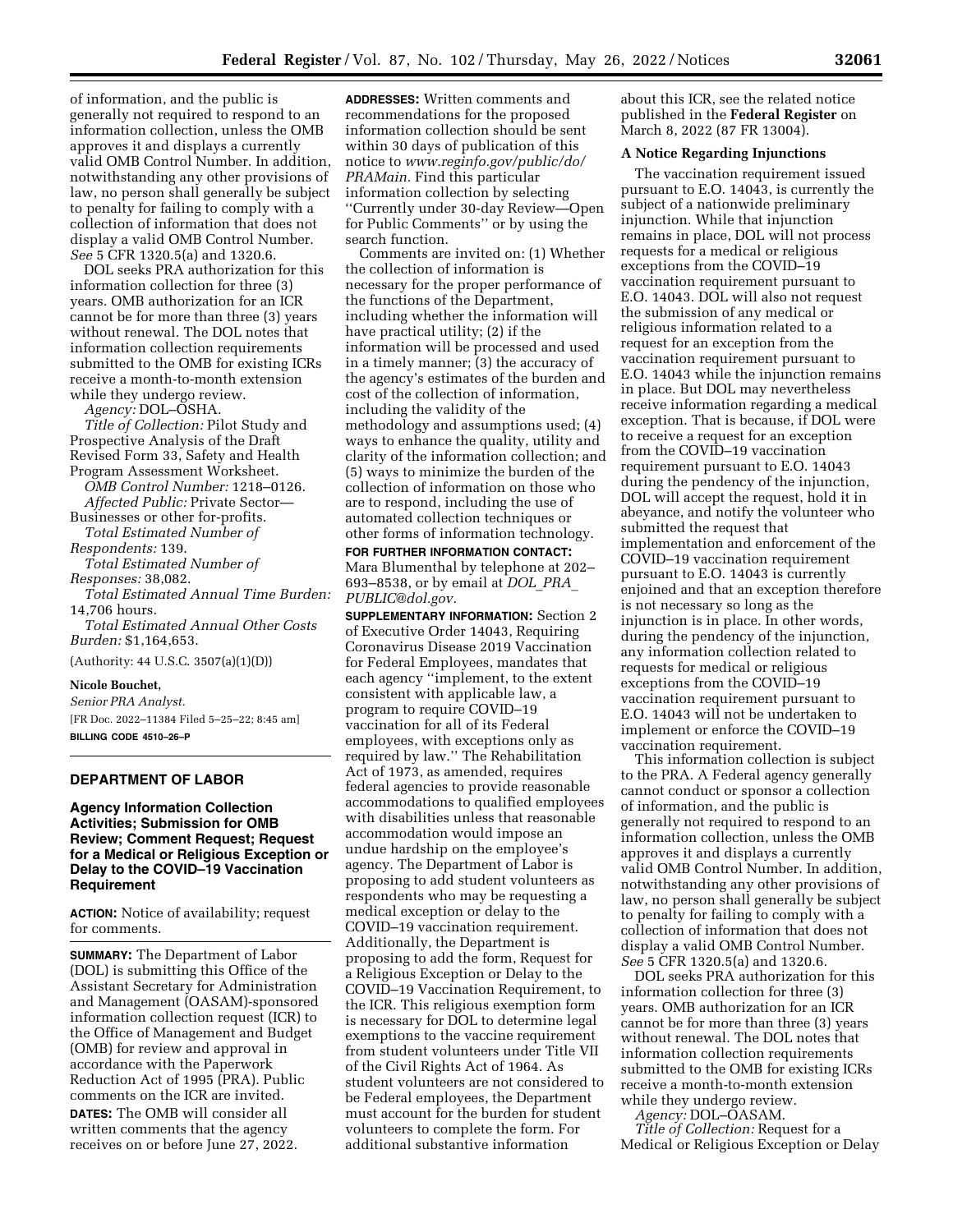of information, and the public is generally not required to respond to an information collection, unless the OMB approves it and displays a currently valid OMB Control Number. In addition, notwithstanding any other provisions of law, no person shall generally be subject to penalty for failing to comply with a collection of information that does not display a valid OMB Control Number. *See* 5 CFR 1320.5(a) and 1320.6.

DOL seeks PRA authorization for this information collection for three (3) years. OMB authorization for an ICR cannot be for more than three (3) years without renewal. The DOL notes that information collection requirements submitted to the OMB for existing ICRs receive a month-to-month extension while they undergo review.

*Agency:* DOL–OSHA.

*Title of Collection:* Pilot Study and Prospective Analysis of the Draft Revised Form 33, Safety and Health Program Assessment Worksheet.

*OMB Control Number:* 1218–0126.

*Affected Public:* Private Sector—Businesses or other for-profits.

*Total Estimated Number of Respondents:* 139.

*Total Estimated Number of Responses:* 38,082.

*Total Estimated Annual Time Burden:* 14,706 hours.

*Total Estimated Annual Other Costs Burden:* $1,164,653.

(Authority: 44 U.S.C. 3507(a)(1)(D))

**Nicole Bouchet,**

*Senior PRA Analyst.*

[FR Doc. 2022–11384 Filed 5–25–22; 8:45 am]

**BILLING CODE 4510–26–P**

## DEPARTMENT OF LABOR

### Agency Information Collection Activities; Submission for OMB Review; Comment Request; Request for a Medical or Religious Exception or Delay to the COVID–19 Vaccination Requirement

**ACTION:** Notice of availability; request for comments.

**SUMMARY:** The Department of Labor (DOL) is submitting this Office of the Assistant Secretary for Administration and Management (OASAM)-sponsored information collection request (ICR) to the Office of Management and Budget (OMB) for review and approval in accordance with the Paperwork Reduction Act of 1995 (PRA). Public comments on the ICR are invited.

**DATES:** The OMB will consider all written comments that the agency receives on or before June 27, 2022.

**ADDRESSES:** Written comments and recommendations for the proposed information collection should be sent within 30 days of publication of this notice to *www.reginfo.gov/public/do/PRAMain.* Find this particular information collection by selecting ''Currently under 30-day Review—Open for Public Comments'' or by using the search function.

Comments are invited on: (1) Whether the collection of information is necessary for the proper performance of the functions of the Department, including whether the information will have practical utility; (2) if the information will be processed and used in a timely manner; (3) the accuracy of the agency's estimates of the burden and cost of the collection of information, including the validity of the methodology and assumptions used; (4) ways to enhance the quality, utility and clarity of the information collection; and (5) ways to minimize the burden of the collection of information on those who are to respond, including the use of automated collection techniques or other forms of information technology.

**FOR FURTHER INFORMATION CONTACT:** Mara Blumenthal by telephone at 202–693–8538, or by email at *DOL_PRA_PUBLIC@dol.gov.*

**SUPPLEMENTARY INFORMATION:** Section 2 of Executive Order 14043, Requiring Coronavirus Disease 2019 Vaccination for Federal Employees, mandates that each agency ''implement, to the extent consistent with applicable law, a program to require COVID–19 vaccination for all of its Federal employees, with exceptions only as required by law.'' The Rehabilitation Act of 1973, as amended, requires federal agencies to provide reasonable accommodations to qualified employees with disabilities unless that reasonable accommodation would impose an undue hardship on the employee's agency. The Department of Labor is proposing to add student volunteers as respondents who may be requesting a medical exception or delay to the COVID–19 vaccination requirement. Additionally, the Department is proposing to add the form, Request for a Religious Exception or Delay to the COVID–19 Vaccination Requirement, to the ICR. This religious exemption form is necessary for DOL to determine legal exemptions to the vaccine requirement from student volunteers under Title VII of the Civil Rights Act of 1964. As student volunteers are not considered to be Federal employees, the Department must account for the burden for student volunteers to complete the form. For additional substantive information about this ICR, see the related notice published in the **Federal Register** on March 8, 2022 (87 FR 13004).

#### A Notice Regarding Injunctions

The vaccination requirement issued pursuant to E.O. 14043, is currently the subject of a nationwide preliminary injunction. While that injunction remains in place, DOL will not process requests for a medical or religious exceptions from the COVID–19 vaccination requirement pursuant to E.O. 14043. DOL will also not request the submission of any medical or religious information related to a request for an exception from the vaccination requirement pursuant to E.O. 14043 while the injunction remains in place. But DOL may nevertheless receive information regarding a medical exception. That is because, if DOL were to receive a request for an exception from the COVID–19 vaccination requirement pursuant to E.O. 14043 during the pendency of the injunction, DOL will accept the request, hold it in abeyance, and notify the volunteer who submitted the request that implementation and enforcement of the COVID–19 vaccination requirement pursuant to E.O. 14043 is currently enjoined and that an exception therefore is not necessary so long as the injunction is in place. In other words, during the pendency of the injunction, any information collection related to requests for medical or religious exceptions from the COVID–19 vaccination requirement pursuant to E.O. 14043 will not be undertaken to implement or enforce the COVID–19 vaccination requirement.

This information collection is subject to the PRA. A Federal agency generally cannot conduct or sponsor a collection of information, and the public is generally not required to respond to an information collection, unless the OMB approves it and displays a currently valid OMB Control Number. In addition, notwithstanding any other provisions of law, no person shall generally be subject to penalty for failing to comply with a collection of information that does not display a valid OMB Control Number. *See* 5 CFR 1320.5(a) and 1320.6.

DOL seeks PRA authorization for this information collection for three (3) years. OMB authorization for an ICR cannot be for more than three (3) years without renewal. The DOL notes that information collection requirements submitted to the OMB for existing ICRs receive a month-to-month extension while they undergo review.

*Agency:* DOL–OASAM.

*Title of Collection:* Request for a Medical or Religious Exception or Delay